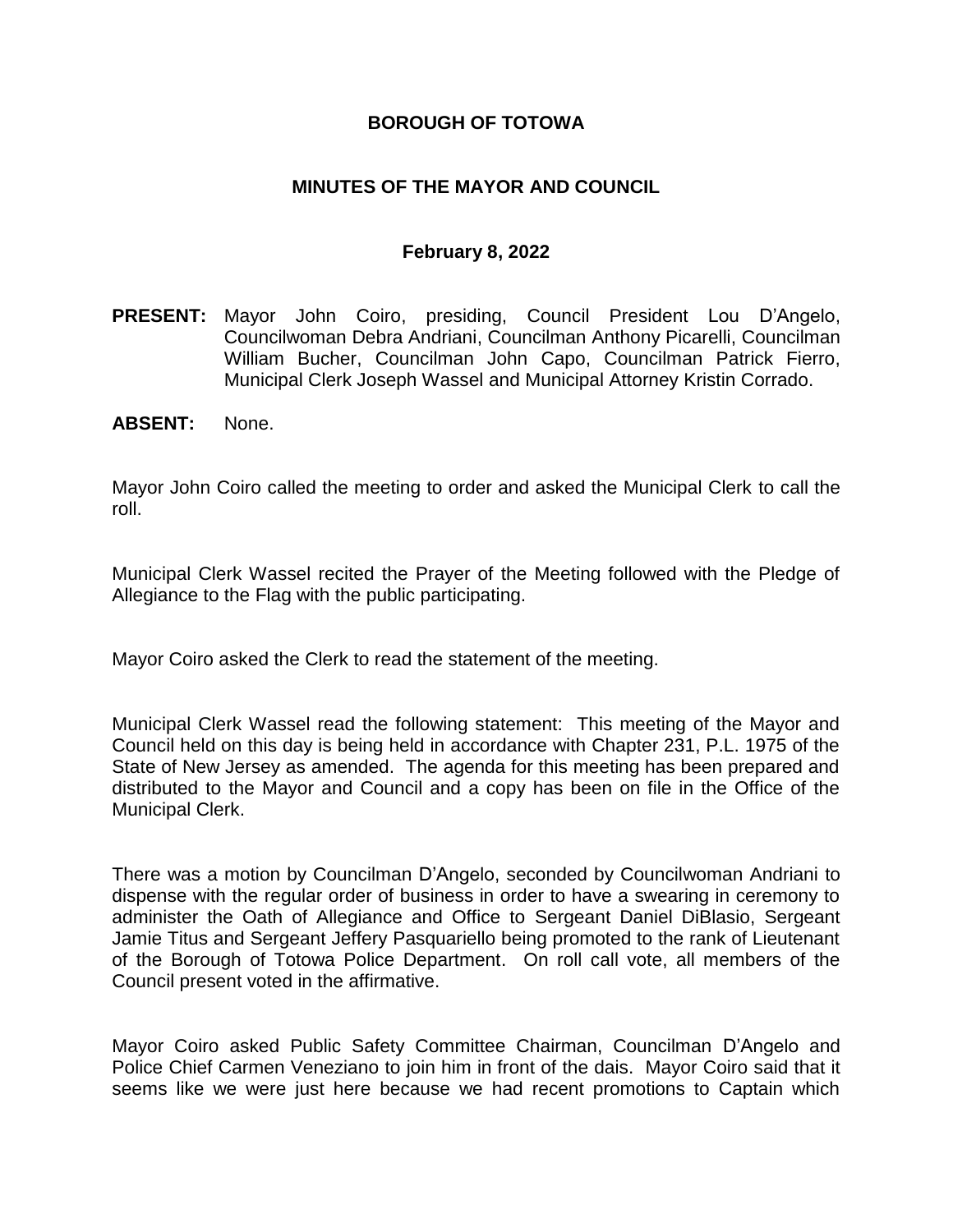# BOROUGH OF TOTOWA

## MINUTES OF THE MAYOR AND COUNCIL

### February 8, 2022

**PRESENT:** Mayor John Coiro, presiding, Council President Lou D'Angelo, Councilwoman Debra Andriani, Councilman Anthony Picarelli, Councilman William Bucher, Councilman John Capo, Councilman Patrick Fierro, Municipal Clerk Joseph Wassel and Municipal Attorney Kristin Corrado.

**ABSENT:** None.

Mayor John Coiro called the meeting to order and asked the Municipal Clerk to call the roll.

Municipal Clerk Wassel recited the Prayer of the Meeting followed with the Pledge of Allegiance to the Flag with the public participating.

Mayor Coiro asked the Clerk to read the statement of the meeting.

Municipal Clerk Wassel read the following statement: This meeting of the Mayor and Council held on this day is being held in accordance with Chapter 231, P.L. 1975 of the State of New Jersey as amended. The agenda for this meeting has been prepared and distributed to the Mayor and Council and a copy has been on file in the Office of the Municipal Clerk.

There was a motion by Councilman D'Angelo, seconded by Councilwoman Andriani to dispense with the regular order of business in order to have a swearing in ceremony to administer the Oath of Allegiance and Office to Sergeant Daniel DiBlasio, Sergeant Jamie Titus and Sergeant Jeffery Pasquariello being promoted to the rank of Lieutenant of the Borough of Totowa Police Department. On roll call vote, all members of the Council present voted in the affirmative.

Mayor Coiro asked Public Safety Committee Chairman, Councilman D'Angelo and Police Chief Carmen Veneziano to join him in front of the dais. Mayor Coiro said that it seems like we were just here because we had recent promotions to Captain which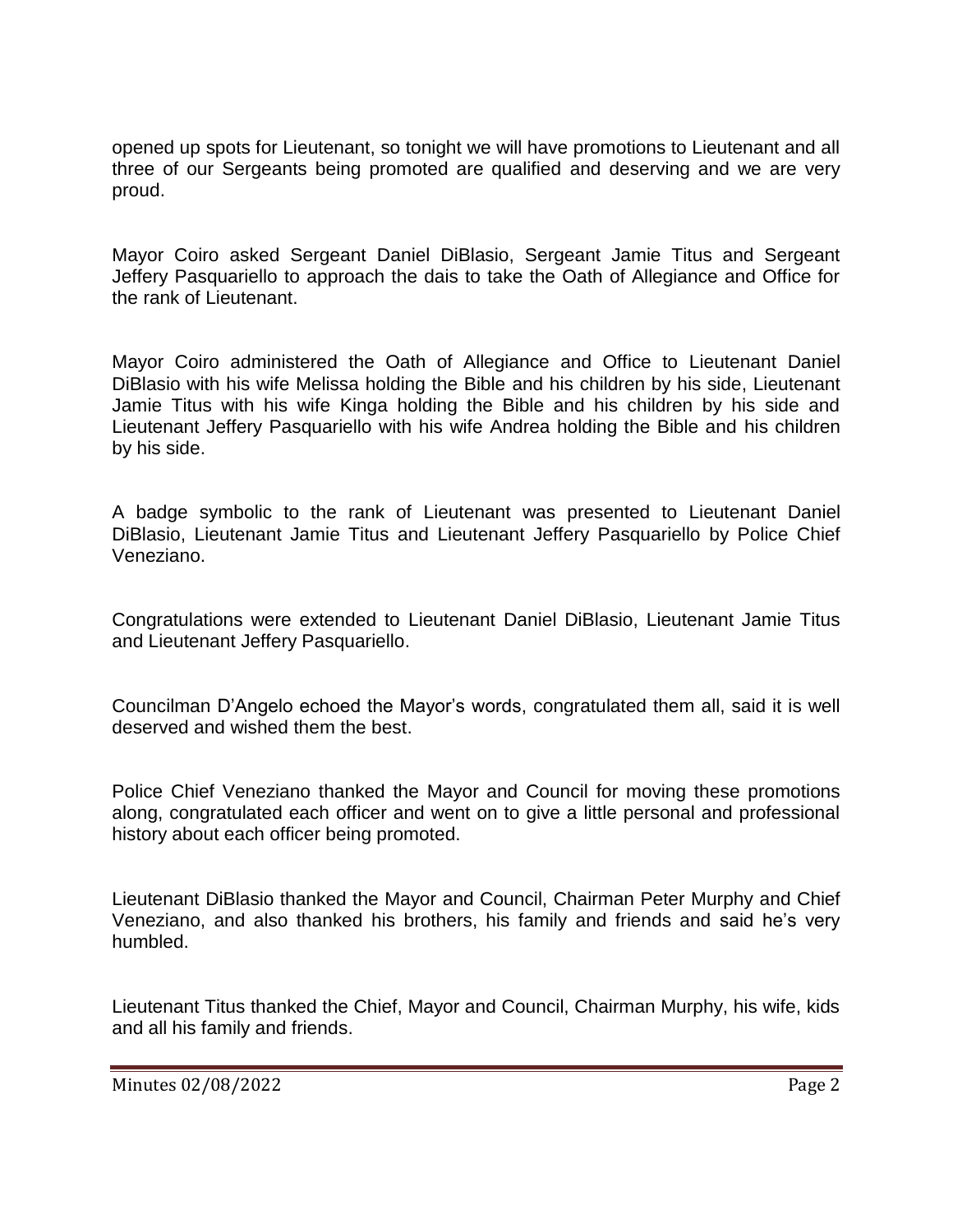opened up spots for Lieutenant, so tonight we will have promotions to Lieutenant and all three of our Sergeants being promoted are qualified and deserving and we are very proud.

Mayor Coiro asked Sergeant Daniel DiBlasio, Sergeant Jamie Titus and Sergeant Jeffery Pasquariello to approach the dais to take the Oath of Allegiance and Office for the rank of Lieutenant.

Mayor Coiro administered the Oath of Allegiance and Office to Lieutenant Daniel DiBlasio with his wife Melissa holding the Bible and his children by his side, Lieutenant Jamie Titus with his wife Kinga holding the Bible and his children by his side and Lieutenant Jeffery Pasquariello with his wife Andrea holding the Bible and his children by his side.

A badge symbolic to the rank of Lieutenant was presented to Lieutenant Daniel DiBlasio, Lieutenant Jamie Titus and Lieutenant Jeffery Pasquariello by Police Chief Veneziano.

Congratulations were extended to Lieutenant Daniel DiBlasio, Lieutenant Jamie Titus and Lieutenant Jeffery Pasquariello.

Councilman D'Angelo echoed the Mayor's words, congratulated them all, said it is well deserved and wished them the best.

Police Chief Veneziano thanked the Mayor and Council for moving these promotions along, congratulated each officer and went on to give a little personal and professional history about each officer being promoted.

Lieutenant DiBlasio thanked the Mayor and Council, Chairman Peter Murphy and Chief Veneziano, and also thanked his brothers, his family and friends and said he's very humbled.

Lieutenant Titus thanked the Chief, Mayor and Council, Chairman Murphy, his wife, kids and all his family and friends.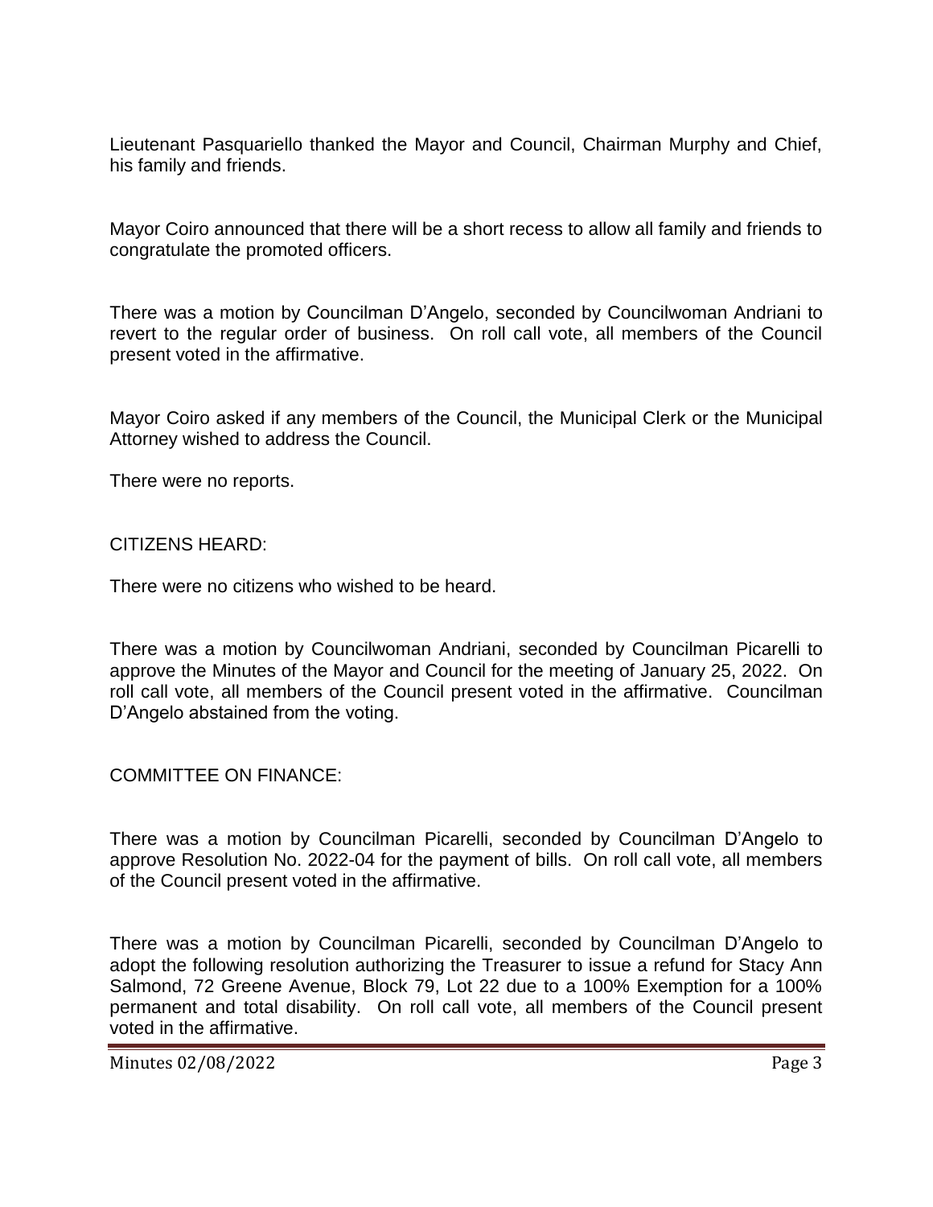Lieutenant Pasquariello thanked the Mayor and Council, Chairman Murphy and Chief, his family and friends.

Mayor Coiro announced that there will be a short recess to allow all family and friends to congratulate the promoted officers.

There was a motion by Councilman D'Angelo, seconded by Councilwoman Andriani to revert to the regular order of business. On roll call vote, all members of the Council present voted in the affirmative.

Mayor Coiro asked if any members of the Council, the Municipal Clerk or the Municipal Attorney wished to address the Council.

There were no reports.

CITIZENS HEARD:

There were no citizens who wished to be heard.

There was a motion by Councilwoman Andriani, seconded by Councilman Picarelli to approve the Minutes of the Mayor and Council for the meeting of January 25, 2022. On roll call vote, all members of the Council present voted in the affirmative. Councilman D'Angelo abstained from the voting.

COMMITTEE ON FINANCE:

There was a motion by Councilman Picarelli, seconded by Councilman D'Angelo to approve Resolution No. 2022-04 for the payment of bills. On roll call vote, all members of the Council present voted in the affirmative.

There was a motion by Councilman Picarelli, seconded by Councilman D'Angelo to adopt the following resolution authorizing the Treasurer to issue a refund for Stacy Ann Salmond, 72 Greene Avenue, Block 79, Lot 22 due to a 100% Exemption for a 100% permanent and total disability. On roll call vote, all members of the Council present voted in the affirmative.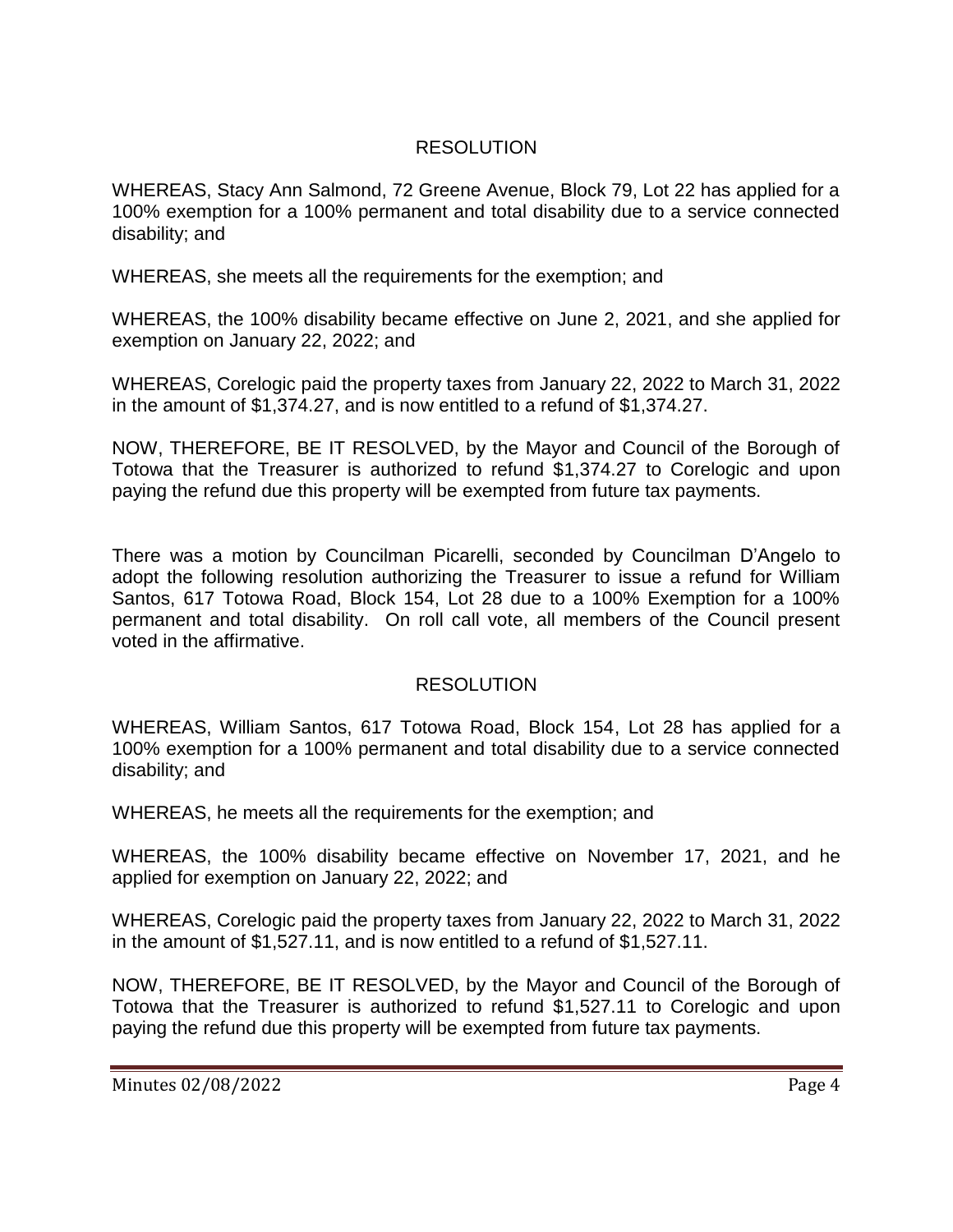## RESOLUTION

WHEREAS, Stacy Ann Salmond, 72 Greene Avenue, Block 79, Lot 22 has applied for a 100% exemption for a 100% permanent and total disability due to a service connected disability; and

WHEREAS, she meets all the requirements for the exemption; and

WHEREAS, the 100% disability became effective on June 2, 2021, and she applied for exemption on January 22, 2022; and

WHEREAS, Corelogic paid the property taxes from January 22, 2022 to March 31, 2022 in the amount of $1,374.27, and is now entitled to a refund of $1,374.27.

NOW, THEREFORE, BE IT RESOLVED, by the Mayor and Council of the Borough of Totowa that the Treasurer is authorized to refund $1,374.27 to Corelogic and upon paying the refund due this property will be exempted from future tax payments.

There was a motion by Councilman Picarelli, seconded by Councilman D'Angelo to adopt the following resolution authorizing the Treasurer to issue a refund for William Santos, 617 Totowa Road, Block 154, Lot 28 due to a 100% Exemption for a 100% permanent and total disability. On roll call vote, all members of the Council present voted in the affirmative.

## RESOLUTION

WHEREAS, William Santos, 617 Totowa Road, Block 154, Lot 28 has applied for a 100% exemption for a 100% permanent and total disability due to a service connected disability; and

WHEREAS, he meets all the requirements for the exemption; and

WHEREAS, the 100% disability became effective on November 17, 2021, and he applied for exemption on January 22, 2022; and

WHEREAS, Corelogic paid the property taxes from January 22, 2022 to March 31, 2022 in the amount of $1,527.11, and is now entitled to a refund of $1,527.11.

NOW, THEREFORE, BE IT RESOLVED, by the Mayor and Council of the Borough of Totowa that the Treasurer is authorized to refund $1,527.11 to Corelogic and upon paying the refund due this property will be exempted from future tax payments.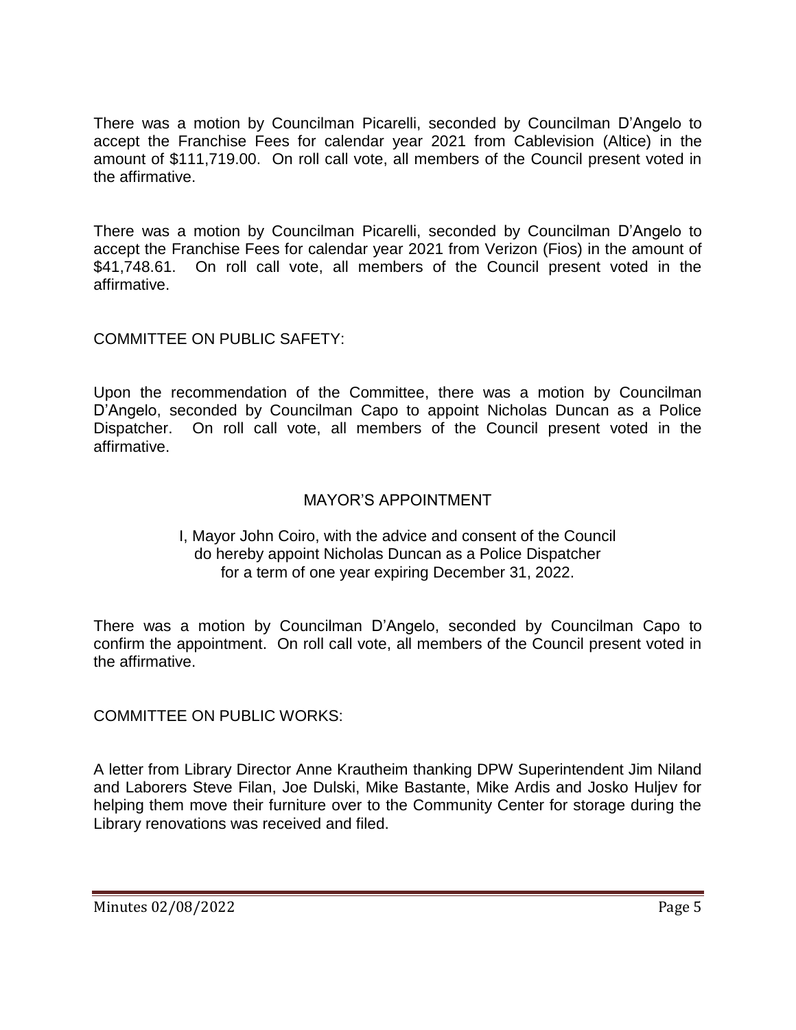There was a motion by Councilman Picarelli, seconded by Councilman D'Angelo to accept the Franchise Fees for calendar year 2021 from Cablevision (Altice) in the amount of $111,719.00. On roll call vote, all members of the Council present voted in the affirmative.

There was a motion by Councilman Picarelli, seconded by Councilman D'Angelo to accept the Franchise Fees for calendar year 2021 from Verizon (Fios) in the amount of $41,748.61. On roll call vote, all members of the Council present voted in the affirmative.

COMMITTEE ON PUBLIC SAFETY:

Upon the recommendation of the Committee, there was a motion by Councilman D'Angelo, seconded by Councilman Capo to appoint Nicholas Duncan as a Police Dispatcher. On roll call vote, all members of the Council present voted in the affirmative.

MAYOR'S APPOINTMENT

I, Mayor John Coiro, with the advice and consent of the Council
do hereby appoint Nicholas Duncan as a Police Dispatcher
for a term of one year expiring December 31, 2022.

There was a motion by Councilman D'Angelo, seconded by Councilman Capo to confirm the appointment. On roll call vote, all members of the Council present voted in the affirmative.

COMMITTEE ON PUBLIC WORKS:

A letter from Library Director Anne Krautheim thanking DPW Superintendent Jim Niland and Laborers Steve Filan, Joe Dulski, Mike Bastante, Mike Ardis and Josko Huljev for helping them move their furniture over to the Community Center for storage during the Library renovations was received and filed.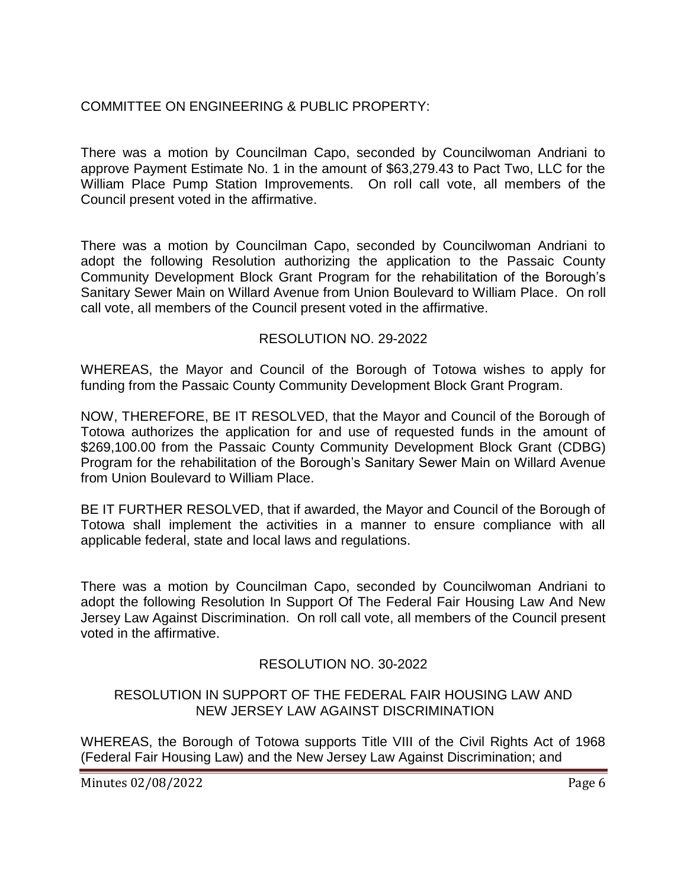COMMITTEE ON ENGINEERING & PUBLIC PROPERTY:

There was a motion by Councilman Capo, seconded by Councilwoman Andriani to approve Payment Estimate No. 1 in the amount of $63,279.43 to Pact Two, LLC for the William Place Pump Station Improvements. On roll call vote, all members of the Council present voted in the affirmative.

There was a motion by Councilman Capo, seconded by Councilwoman Andriani to adopt the following Resolution authorizing the application to the Passaic County Community Development Block Grant Program for the rehabilitation of the Borough's Sanitary Sewer Main on Willard Avenue from Union Boulevard to William Place. On roll call vote, all members of the Council present voted in the affirmative.

RESOLUTION NO. 29-2022

WHEREAS, the Mayor and Council of the Borough of Totowa wishes to apply for funding from the Passaic County Community Development Block Grant Program.

NOW, THEREFORE, BE IT RESOLVED, that the Mayor and Council of the Borough of Totowa authorizes the application for and use of requested funds in the amount of $269,100.00 from the Passaic County Community Development Block Grant (CDBG) Program for the rehabilitation of the Borough's Sanitary Sewer Main on Willard Avenue from Union Boulevard to William Place.

BE IT FURTHER RESOLVED, that if awarded, the Mayor and Council of the Borough of Totowa shall implement the activities in a manner to ensure compliance with all applicable federal, state and local laws and regulations.

There was a motion by Councilman Capo, seconded by Councilwoman Andriani to adopt the following Resolution In Support Of The Federal Fair Housing Law And New Jersey Law Against Discrimination. On roll call vote, all members of the Council present voted in the affirmative.

RESOLUTION NO. 30-2022

RESOLUTION IN SUPPORT OF THE FEDERAL FAIR HOUSING LAW AND NEW JERSEY LAW AGAINST DISCRIMINATION

WHEREAS, the Borough of Totowa supports Title VIII of the Civil Rights Act of 1968 (Federal Fair Housing Law) and the New Jersey Law Against Discrimination; and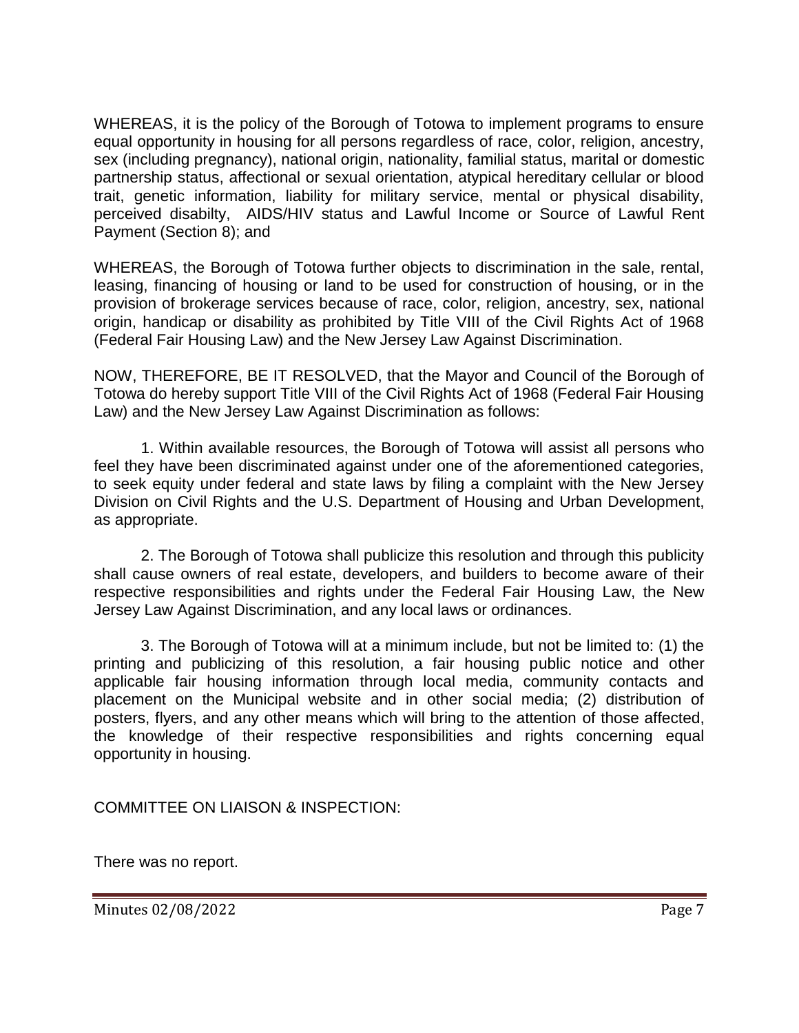WHEREAS, it is the policy of the Borough of Totowa to implement programs to ensure equal opportunity in housing for all persons regardless of race, color, religion, ancestry, sex (including pregnancy), national origin, nationality, familial status, marital or domestic partnership status, affectional or sexual orientation, atypical hereditary cellular or blood trait, genetic information, liability for military service, mental or physical disability, perceived disabilty, AIDS/HIV status and Lawful Income or Source of Lawful Rent Payment (Section 8); and

WHEREAS, the Borough of Totowa further objects to discrimination in the sale, rental, leasing, financing of housing or land to be used for construction of housing, or in the provision of brokerage services because of race, color, religion, ancestry, sex, national origin, handicap or disability as prohibited by Title VIII of the Civil Rights Act of 1968 (Federal Fair Housing Law) and the New Jersey Law Against Discrimination.

NOW, THEREFORE, BE IT RESOLVED, that the Mayor and Council of the Borough of Totowa do hereby support Title VIII of the Civil Rights Act of 1968 (Federal Fair Housing Law) and the New Jersey Law Against Discrimination as follows:

1. Within available resources, the Borough of Totowa will assist all persons who feel they have been discriminated against under one of the aforementioned categories, to seek equity under federal and state laws by filing a complaint with the New Jersey Division on Civil Rights and the U.S. Department of Housing and Urban Development, as appropriate.

2. The Borough of Totowa shall publicize this resolution and through this publicity shall cause owners of real estate, developers, and builders to become aware of their respective responsibilities and rights under the Federal Fair Housing Law, the New Jersey Law Against Discrimination, and any local laws or ordinances.

3. The Borough of Totowa will at a minimum include, but not be limited to: (1) the printing and publicizing of this resolution, a fair housing public notice and other applicable fair housing information through local media, community contacts and placement on the Municipal website and in other social media; (2) distribution of posters, flyers, and any other means which will bring to the attention of those affected, the knowledge of their respective responsibilities and rights concerning equal opportunity in housing.

COMMITTEE ON LIAISON & INSPECTION:

There was no report.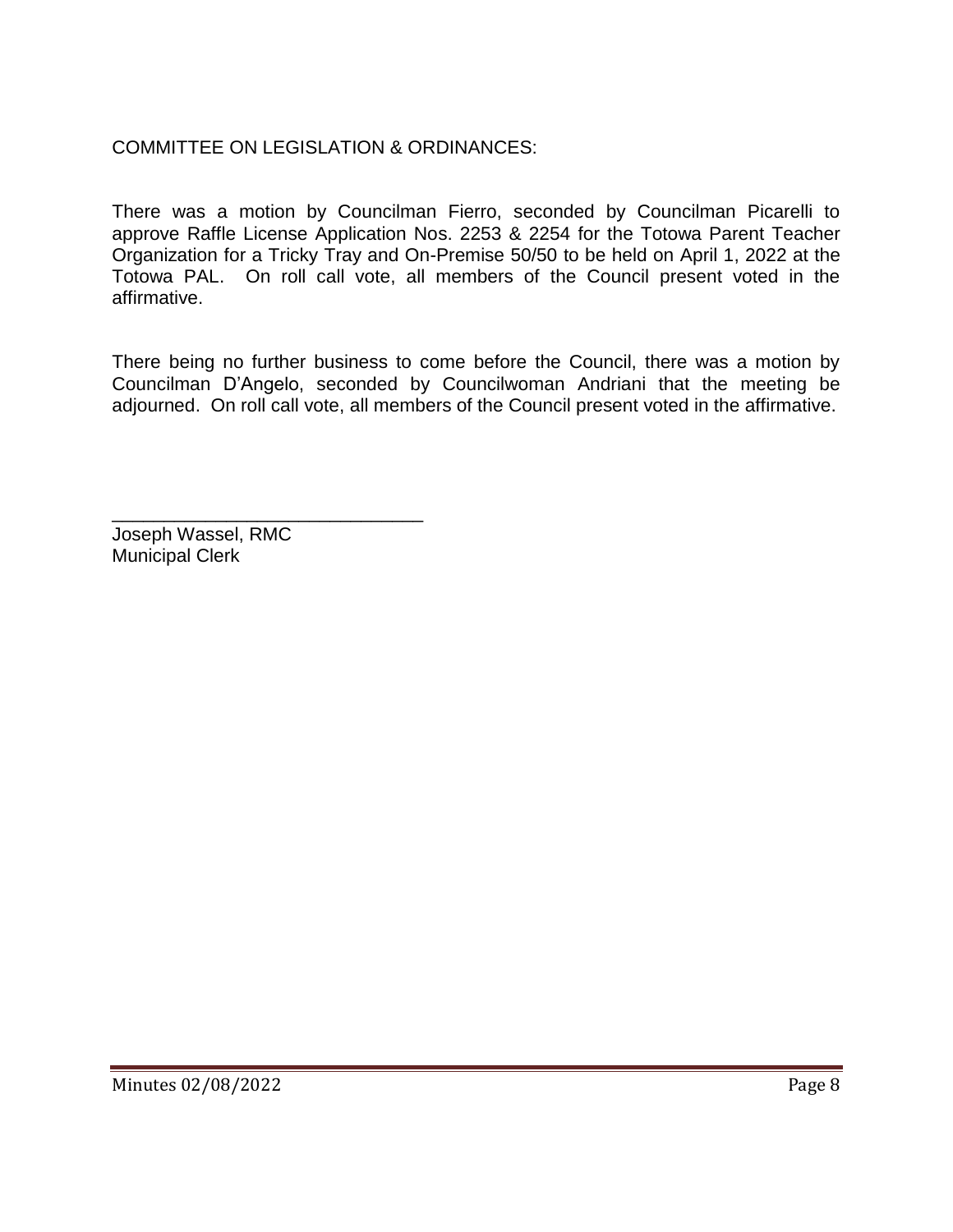COMMITTEE ON LEGISLATION & ORDINANCES:

There was a motion by Councilman Fierro, seconded by Councilman Picarelli to approve Raffle License Application Nos. 2253 & 2254 for the Totowa Parent Teacher Organization for a Tricky Tray and On-Premise 50/50 to be held on April 1, 2022 at the Totowa PAL. On roll call vote, all members of the Council present voted in the affirmative.

There being no further business to come before the Council, there was a motion by Councilman D'Angelo, seconded by Councilwoman Andriani that the meeting be adjourned. On roll call vote, all members of the Council present voted in the affirmative.

\_\_\_\_\_\_\_\_\_\_\_\_\_\_\_\_\_\_\_\_\_\_\_\_\_\_\_\_\_\_\_\_

Joseph Wassel, RMC
Municipal Clerk